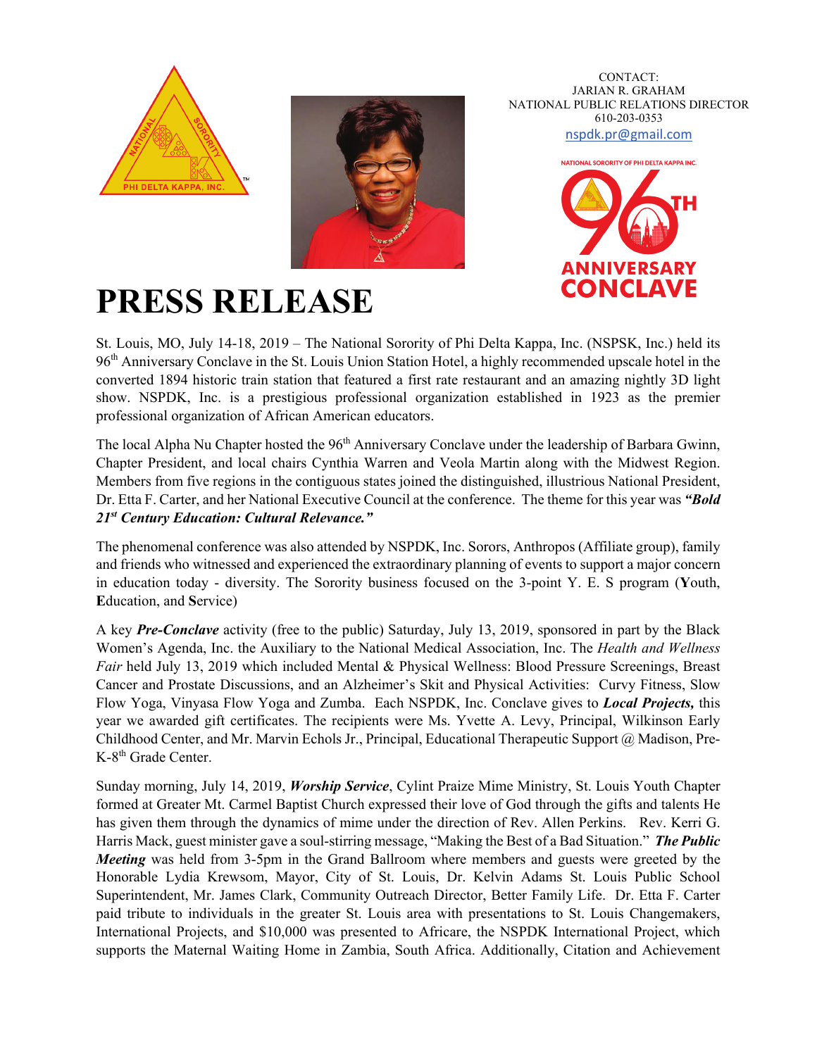CONTACT:
JARIAN R. GRAHAM
NATIONAL PUBLIC RELATIONS DIRECTOR
610-203-0353
nspdk.pr@gmail.com

NATIONAL SORORITY OF PHI DELTA KAPPA INC.
96TH ANNIVERSARY CONCLAVE

# PRESS RELEASE

St. Louis, MO, July 14-18, 2019 – The National Sorority of Phi Delta Kappa, Inc. (NSPSK, Inc.) held its 96th Anniversary Conclave in the St. Louis Union Station Hotel, a highly recommended upscale hotel in the converted 1894 historic train station that featured a first rate restaurant and an amazing nightly 3D light show. NSPDK, Inc. is a prestigious professional organization established in 1923 as the premier professional organization of African American educators.

The local Alpha Nu Chapter hosted the 96th Anniversary Conclave under the leadership of Barbara Gwinn, Chapter President, and local chairs Cynthia Warren and Veola Martin along with the Midwest Region. Members from five regions in the contiguous states joined the distinguished, illustrious National President, Dr. Etta F. Carter, and her National Executive Council at the conference. The theme for this year was ***"Bold 21st Century Education: Cultural Relevance."***

The phenomenal conference was also attended by NSPDK, Inc. Sorors, Anthropos (Affiliate group), family and friends who witnessed and experienced the extraordinary planning of events to support a major concern in education today - diversity. The Sorority business focused on the 3-point Y. E. S program (**Y**outh, **E**ducation, and **S**ervice)

A key ***Pre-Conclave*** activity (free to the public) Saturday, July 13, 2019, sponsored in part by the Black Women's Agenda, Inc. the Auxiliary to the National Medical Association, Inc. The *Health and Wellness Fair* held July 13, 2019 which included Mental & Physical Wellness: Blood Pressure Screenings, Breast Cancer and Prostate Discussions, and an Alzheimer's Skit and Physical Activities: Curvy Fitness, Slow Flow Yoga, Vinyasa Flow Yoga and Zumba. Each NSPDK, Inc. Conclave gives to ***Local Projects,*** this year we awarded gift certificates. The recipients were Ms. Yvette A. Levy, Principal, Wilkinson Early Childhood Center, and Mr. Marvin Echols Jr., Principal, Educational Therapeutic Support @ Madison, Pre-K-8th Grade Center.

Sunday morning, July 14, 2019, ***Worship Service***, Cylint Praize Mime Ministry, St. Louis Youth Chapter formed at Greater Mt. Carmel Baptist Church expressed their love of God through the gifts and talents He has given them through the dynamics of mime under the direction of Rev. Allen Perkins. Rev. Kerri G. Harris Mack, guest minister gave a soul-stirring message, "Making the Best of a Bad Situation." ***The Public Meeting*** was held from 3-5pm in the Grand Ballroom where members and guests were greeted by the Honorable Lydia Krewsom, Mayor, City of St. Louis, Dr. Kelvin Adams St. Louis Public School Superintendent, Mr. James Clark, Community Outreach Director, Better Family Life. Dr. Etta F. Carter paid tribute to individuals in the greater St. Louis area with presentations to St. Louis Changemakers, International Projects, and $10,000 was presented to Africare, the NSPDK International Project, which supports the Maternal Waiting Home in Zambia, South Africa. Additionally, Citation and Achievement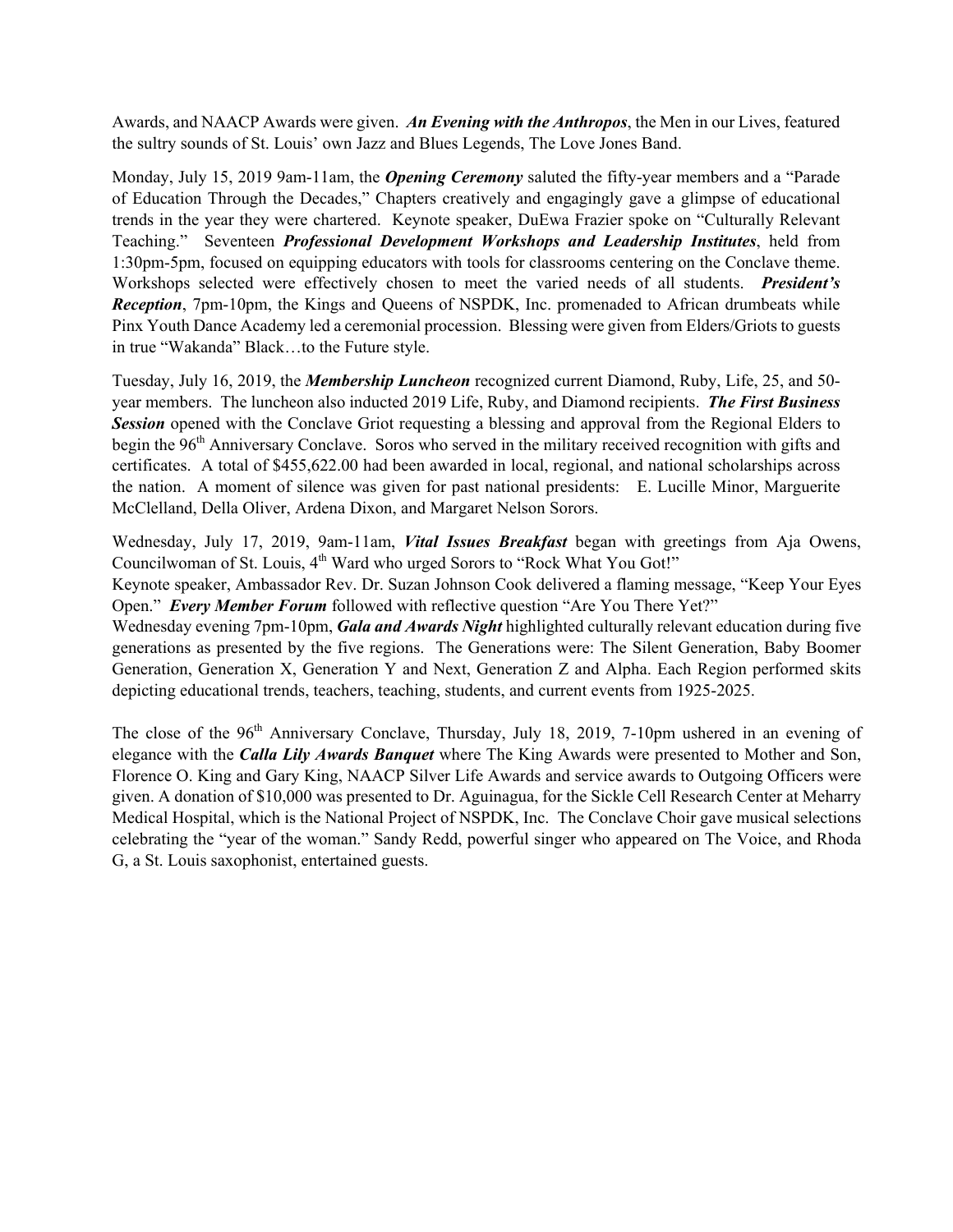Awards, and NAACP Awards were given. ***An Evening with the Anthropos***, the Men in our Lives, featured the sultry sounds of St. Louis' own Jazz and Blues Legends, The Love Jones Band.

Monday, July 15, 2019 9am-11am, the ***Opening Ceremony*** saluted the fifty-year members and a "Parade of Education Through the Decades," Chapters creatively and engagingly gave a glimpse of educational trends in the year they were chartered. Keynote speaker, DuEwa Frazier spoke on "Culturally Relevant Teaching." Seventeen ***Professional Development Workshops and Leadership Institutes***, held from 1:30pm-5pm, focused on equipping educators with tools for classrooms centering on the Conclave theme. Workshops selected were effectively chosen to meet the varied needs of all students. ***President's Reception***, 7pm-10pm, the Kings and Queens of NSPDK, Inc. promenaded to African drumbeats while Pinx Youth Dance Academy led a ceremonial procession. Blessing were given from Elders/Griots to guests in true "Wakanda" Black…to the Future style.

Tuesday, July 16, 2019, the ***Membership Luncheon*** recognized current Diamond, Ruby, Life, 25, and 50-year members. The luncheon also inducted 2019 Life, Ruby, and Diamond recipients. ***The First Business Session*** opened with the Conclave Griot requesting a blessing and approval from the Regional Elders to begin the 96th Anniversary Conclave. Soros who served in the military received recognition with gifts and certificates. A total of $455,622.00 had been awarded in local, regional, and national scholarships across the nation. A moment of silence was given for past national presidents: E. Lucille Minor, Marguerite McClelland, Della Oliver, Ardena Dixon, and Margaret Nelson Sorors.

Wednesday, July 17, 2019, 9am-11am, ***Vital Issues Breakfast*** began with greetings from Aja Owens, Councilwoman of St. Louis, 4th Ward who urged Sorors to "Rock What You Got!"

Keynote speaker, Ambassador Rev. Dr. Suzan Johnson Cook delivered a flaming message, "Keep Your Eyes Open." ***Every Member Forum*** followed with reflective question "Are You There Yet?"

Wednesday evening 7pm-10pm, ***Gala and Awards Night*** highlighted culturally relevant education during five generations as presented by the five regions. The Generations were: The Silent Generation, Baby Boomer Generation, Generation X, Generation Y and Next, Generation Z and Alpha. Each Region performed skits depicting educational trends, teachers, teaching, students, and current events from 1925-2025.

The close of the 96th Anniversary Conclave, Thursday, July 18, 2019, 7-10pm ushered in an evening of elegance with the ***Calla Lily Awards Banquet*** where The King Awards were presented to Mother and Son, Florence O. King and Gary King, NAACP Silver Life Awards and service awards to Outgoing Officers were given. A donation of $10,000 was presented to Dr. Aguinagua, for the Sickle Cell Research Center at Meharry Medical Hospital, which is the National Project of NSPDK, Inc. The Conclave Choir gave musical selections celebrating the "year of the woman." Sandy Redd, powerful singer who appeared on The Voice, and Rhoda G, a St. Louis saxophonist, entertained guests.